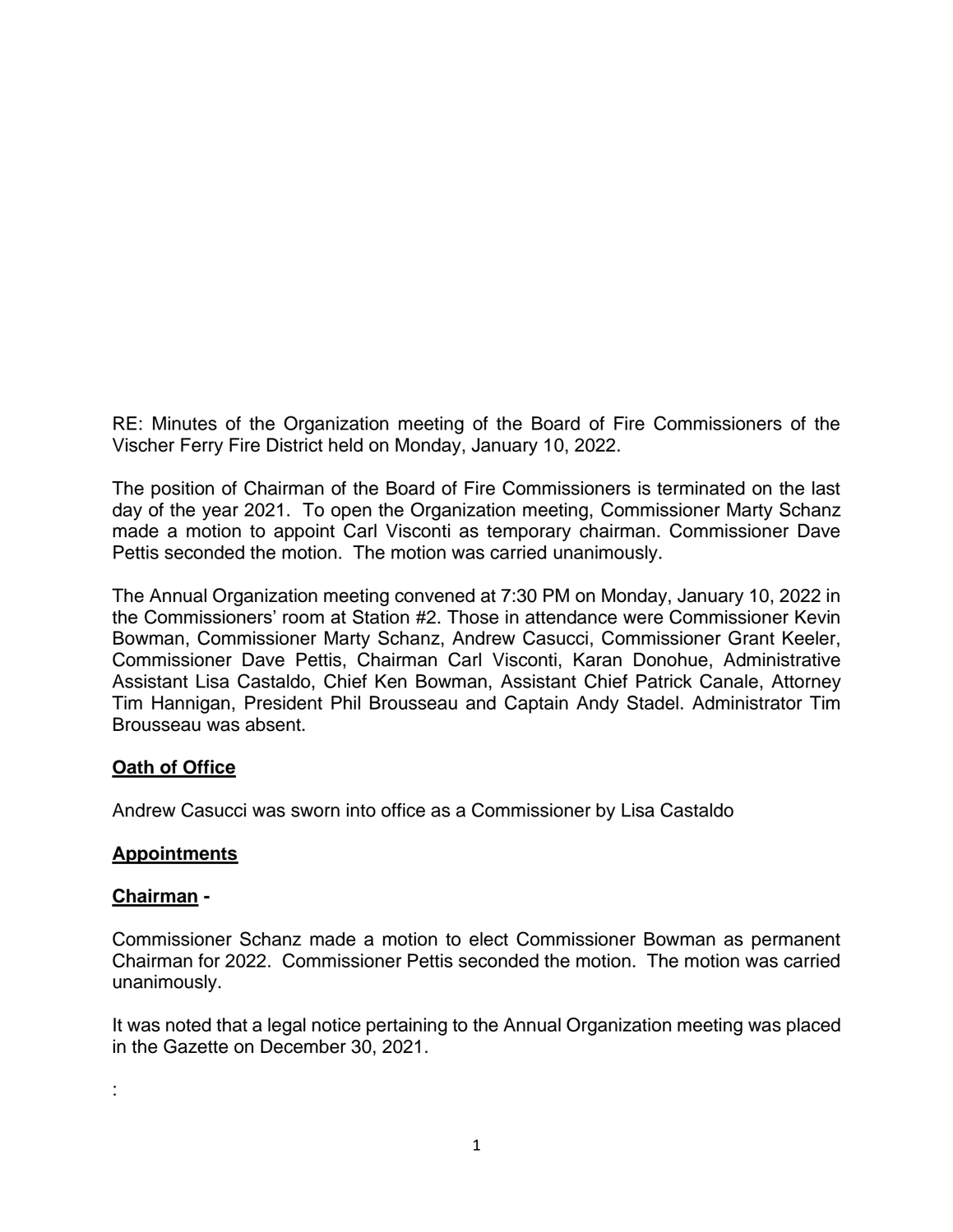RE: Minutes of the Organization meeting of the Board of Fire Commissioners of the Vischer Ferry Fire District held on Monday, January 10, 2022.

The position of Chairman of the Board of Fire Commissioners is terminated on the last day of the year 2021. To open the Organization meeting, Commissioner Marty Schanz made a motion to appoint Carl Visconti as temporary chairman. Commissioner Dave Pettis seconded the motion. The motion was carried unanimously.

The Annual Organization meeting convened at 7:30 PM on Monday, January 10, 2022 in the Commissioners' room at Station #2. Those in attendance were Commissioner Kevin Bowman, Commissioner Marty Schanz, Andrew Casucci, Commissioner Grant Keeler, Commissioner Dave Pettis, Chairman Carl Visconti, Karan Donohue, Administrative Assistant Lisa Castaldo, Chief Ken Bowman, Assistant Chief Patrick Canale, Attorney Tim Hannigan, President Phil Brousseau and Captain Andy Stadel. Administrator Tim Brousseau was absent.

**Oath of Office**

Andrew Casucci was sworn into office as a Commissioner by Lisa Castaldo

**Appointments**

**Chairman -**

Commissioner Schanz made a motion to elect Commissioner Bowman as permanent Chairman for 2022. Commissioner Pettis seconded the motion. The motion was carried unanimously.

It was noted that a legal notice pertaining to the Annual Organization meeting was placed in the Gazette on December 30, 2021.

: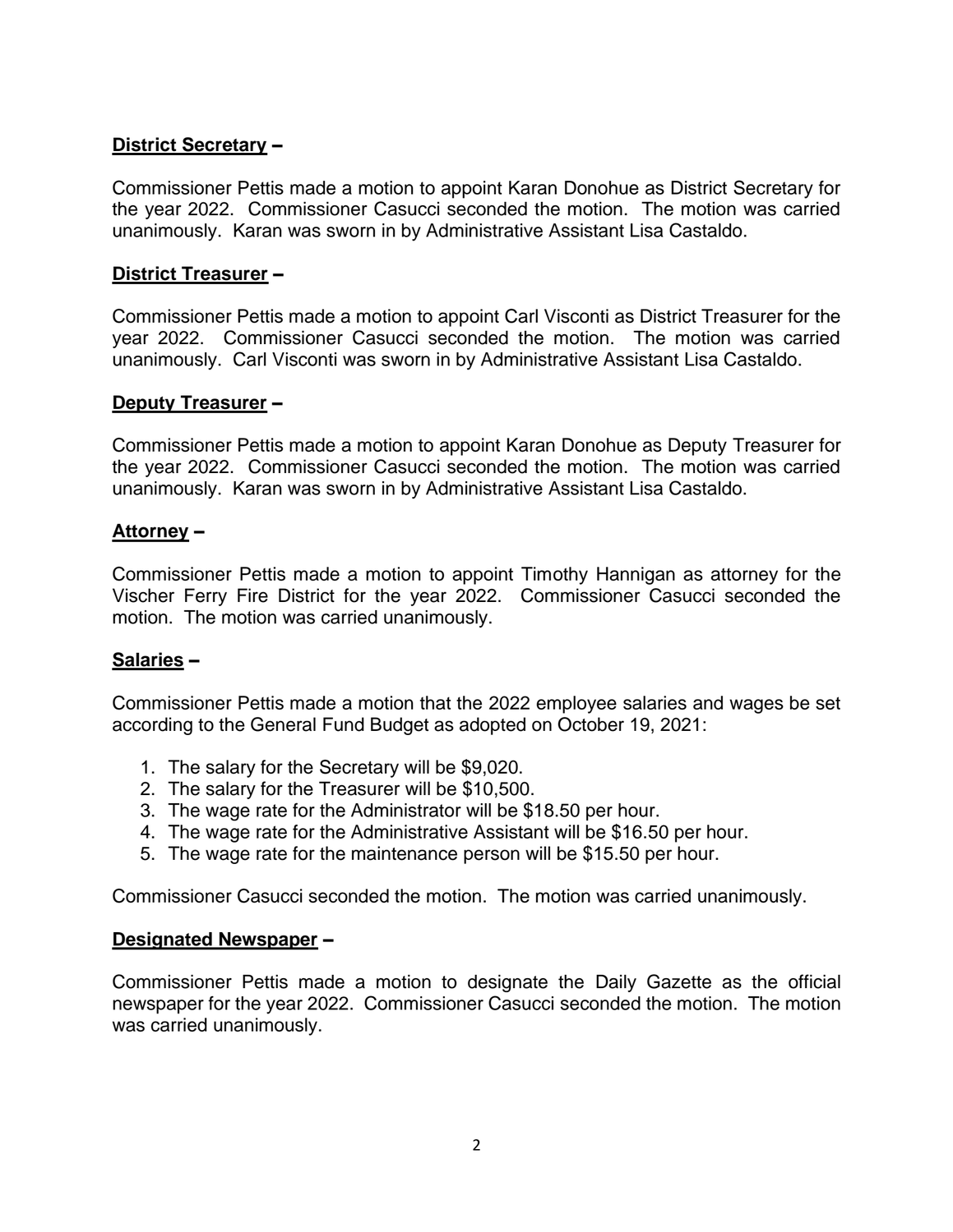**District Secretary –**

Commissioner Pettis made a motion to appoint Karan Donohue as District Secretary for the year 2022. Commissioner Casucci seconded the motion. The motion was carried unanimously. Karan was sworn in by Administrative Assistant Lisa Castaldo.

**District Treasurer –**

Commissioner Pettis made a motion to appoint Carl Visconti as District Treasurer for the year 2022. Commissioner Casucci seconded the motion. The motion was carried unanimously. Carl Visconti was sworn in by Administrative Assistant Lisa Castaldo.

**Deputy Treasurer –**

Commissioner Pettis made a motion to appoint Karan Donohue as Deputy Treasurer for the year 2022. Commissioner Casucci seconded the motion. The motion was carried unanimously. Karan was sworn in by Administrative Assistant Lisa Castaldo.

**Attorney –**

Commissioner Pettis made a motion to appoint Timothy Hannigan as attorney for the Vischer Ferry Fire District for the year 2022. Commissioner Casucci seconded the motion. The motion was carried unanimously.

**Salaries –**

Commissioner Pettis made a motion that the 2022 employee salaries and wages be set according to the General Fund Budget as adopted on October 19, 2021:

1. The salary for the Secretary will be $9,020.
2. The salary for the Treasurer will be $10,500.
3. The wage rate for the Administrator will be $18.50 per hour.
4. The wage rate for the Administrative Assistant will be $16.50 per hour.
5. The wage rate for the maintenance person will be $15.50 per hour.

Commissioner Casucci seconded the motion. The motion was carried unanimously.

**Designated Newspaper –**

Commissioner Pettis made a motion to designate the Daily Gazette as the official newspaper for the year 2022. Commissioner Casucci seconded the motion. The motion was carried unanimously.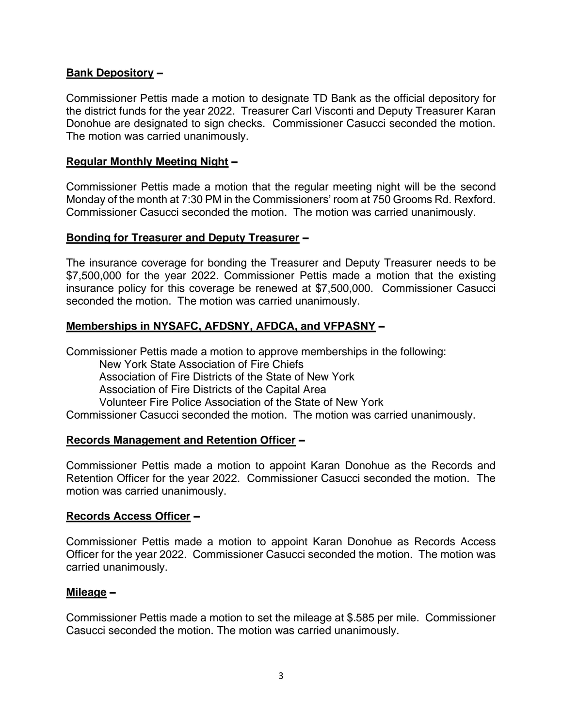**Bank Depository –**

Commissioner Pettis made a motion to designate TD Bank as the official depository for the district funds for the year 2022. Treasurer Carl Visconti and Deputy Treasurer Karan Donohue are designated to sign checks. Commissioner Casucci seconded the motion. The motion was carried unanimously.

**Regular Monthly Meeting Night –**

Commissioner Pettis made a motion that the regular meeting night will be the second Monday of the month at 7:30 PM in the Commissioners' room at 750 Grooms Rd. Rexford. Commissioner Casucci seconded the motion. The motion was carried unanimously.

**Bonding for Treasurer and Deputy Treasurer –**

The insurance coverage for bonding the Treasurer and Deputy Treasurer needs to be $7,500,000 for the year 2022. Commissioner Pettis made a motion that the existing insurance policy for this coverage be renewed at $7,500,000. Commissioner Casucci seconded the motion. The motion was carried unanimously.

**Memberships in NYSAFC, AFDSNY, AFDCA, and VFPASNY –**

Commissioner Pettis made a motion to approve memberships in the following:

- New York State Association of Fire Chiefs
- Association of Fire Districts of the State of New York
- Association of Fire Districts of the Capital Area
- Volunteer Fire Police Association of the State of New York

Commissioner Casucci seconded the motion. The motion was carried unanimously.

**Records Management and Retention Officer –**

Commissioner Pettis made a motion to appoint Karan Donohue as the Records and Retention Officer for the year 2022. Commissioner Casucci seconded the motion. The motion was carried unanimously.

**Records Access Officer –**

Commissioner Pettis made a motion to appoint Karan Donohue as Records Access Officer for the year 2022. Commissioner Casucci seconded the motion. The motion was carried unanimously.

**Mileage –**

Commissioner Pettis made a motion to set the mileage at $.585 per mile. Commissioner Casucci seconded the motion. The motion was carried unanimously.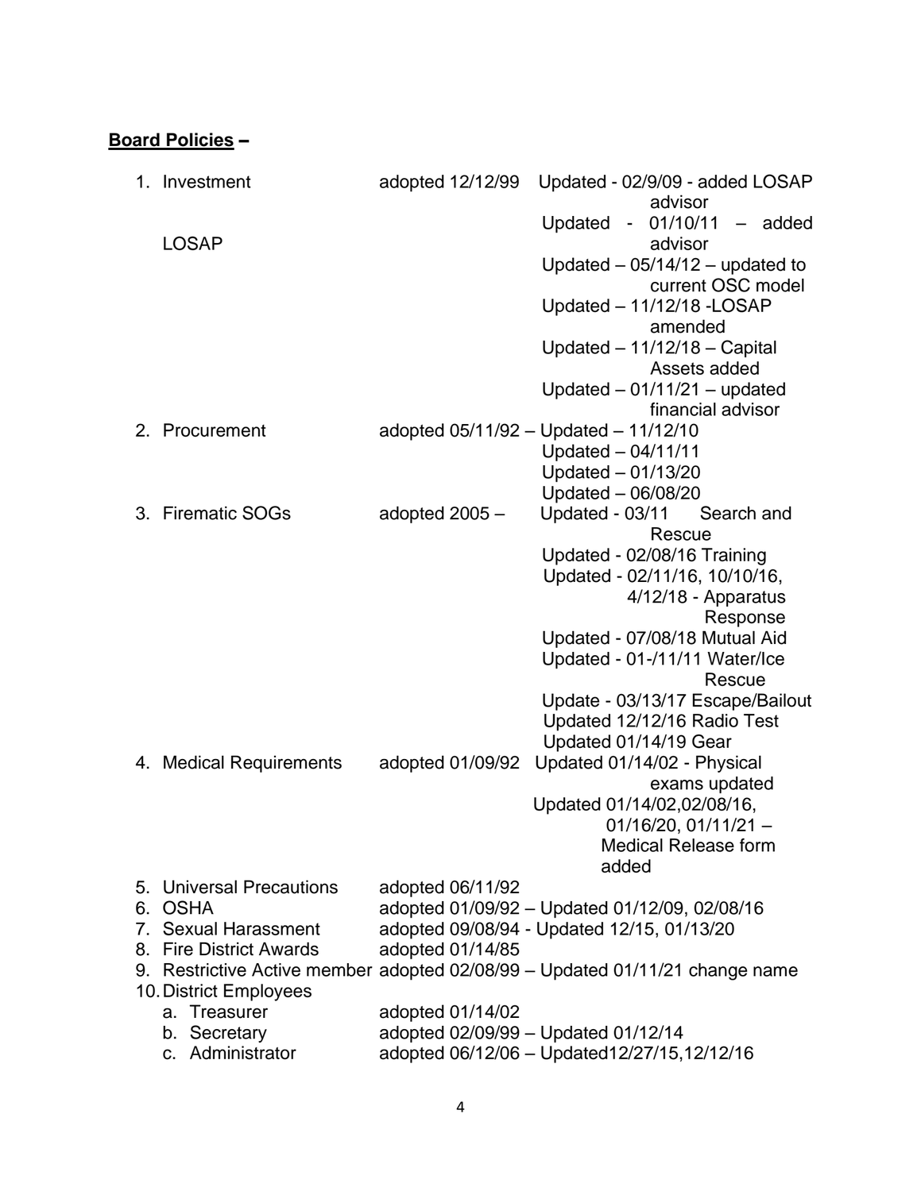**Board Policies –**

1. Investment — adopted 12/12/99 — Updated - 02/9/09 - added LOSAP advisor
   LOSAP — Updated - 01/10/11 – added advisor
   Updated – 05/14/12 – updated to current OSC model
   Updated – 11/12/18 -LOSAP amended
   Updated – 11/12/18 – Capital Assets added
   Updated – 01/11/21 – updated financial advisor
2. Procurement — adopted 05/11/92 – Updated – 11/12/10
   Updated – 04/11/11
   Updated – 01/13/20
   Updated – 06/08/20
3. Firematic SOGs — adopted 2005 – Updated - 03/11 Search and Rescue
   Updated - 02/08/16 Training
   Updated - 02/11/16, 10/10/16, 4/12/18 - Apparatus Response
   Updated - 07/08/18 Mutual Aid
   Updated - 01-/11/11 Water/Ice Rescue
   Update - 03/13/17 Escape/Bailout
   Updated 12/12/16 Radio Test
   Updated 01/14/19 Gear
4. Medical Requirements — adopted 01/09/92 — Updated 01/14/02 - Physical exams updated
   Updated 01/14/02,02/08/16, 01/16/20, 01/11/21 – Medical Release form added
5. Universal Precautions — adopted 06/11/92
6. OSHA — adopted 01/09/92 – Updated 01/12/09, 02/08/16
7. Sexual Harassment — adopted 09/08/94 - Updated 12/15, 01/13/20
8. Fire District Awards — adopted 01/14/85
9. Restrictive Active member adopted 02/08/99 – Updated 01/11/21 change name
10. District Employees
    a. Treasurer — adopted 01/14/02
    b. Secretary — adopted 02/09/99 – Updated 01/12/14
    c. Administrator — adopted 06/12/06 – Updated12/27/15,12/12/16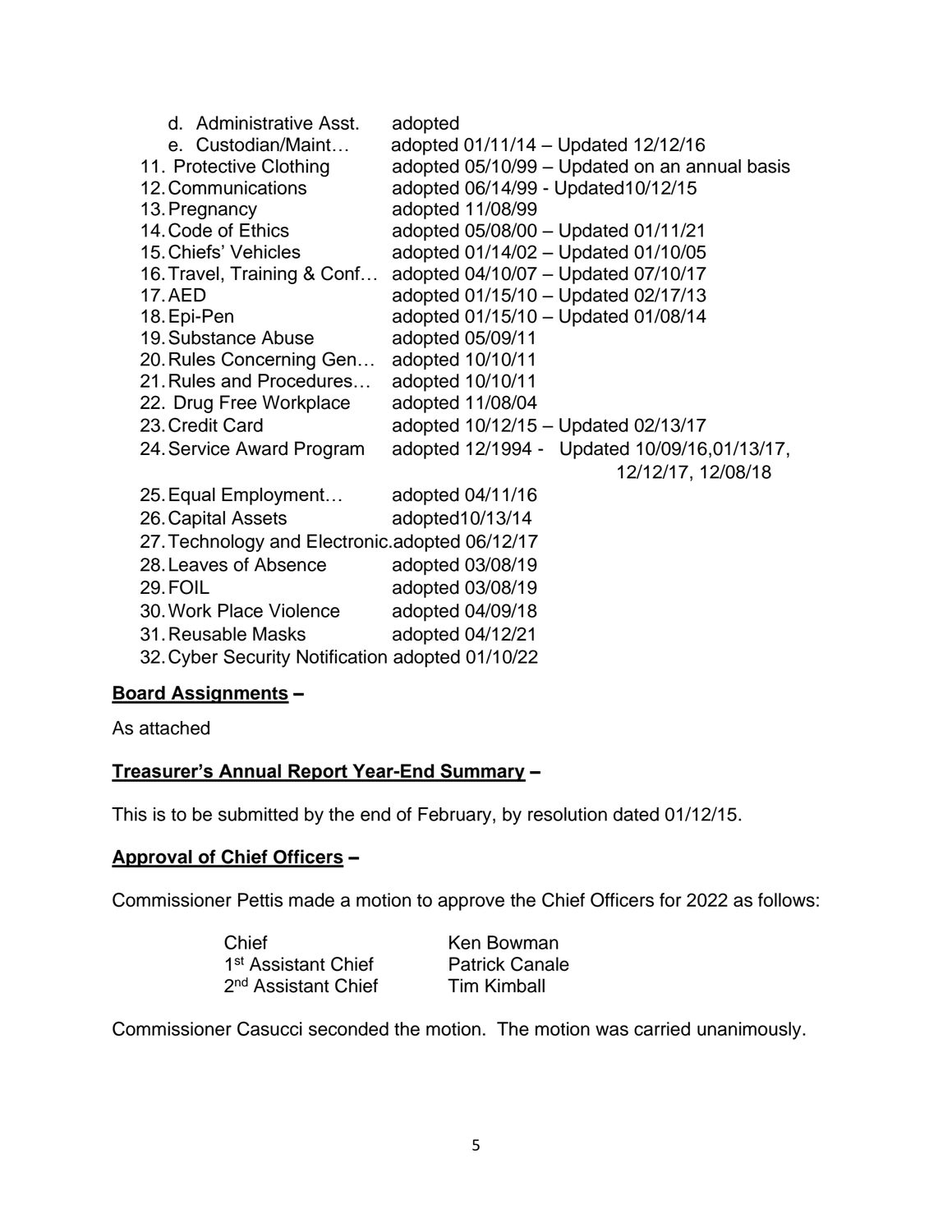- d. Administrative Asst. adopted
- e. Custodian/Maint… adopted 01/11/14 – Updated 12/12/16

11. Protective Clothing adopted 05/10/99 – Updated on an annual basis
12. Communications adopted 06/14/99 - Updated10/12/15
13. Pregnancy adopted 11/08/99
14. Code of Ethics adopted 05/08/00 – Updated 01/11/21
15. Chiefs' Vehicles adopted 01/14/02 – Updated 01/10/05
16. Travel, Training & Conf… adopted 04/10/07 – Updated 07/10/17
17. AED adopted 01/15/10 – Updated 02/17/13
18. Epi-Pen adopted 01/15/10 – Updated 01/08/14
19. Substance Abuse adopted 05/09/11
20. Rules Concerning Gen… adopted 10/10/11
21. Rules and Procedures… adopted 10/10/11
22. Drug Free Workplace adopted 11/08/04
23. Credit Card adopted 10/12/15 – Updated 02/13/17
24. Service Award Program adopted 12/1994 - Updated 10/09/16,01/13/17, 12/12/17, 12/08/18
25. Equal Employment… adopted 04/11/16
26. Capital Assets adopted10/13/14
27. Technology and Electronic.adopted 06/12/17
28. Leaves of Absence adopted 03/08/19
29. FOIL adopted 03/08/19
30. Work Place Violence adopted 04/09/18
31. Reusable Masks adopted 04/12/21
32. Cyber Security Notification adopted 01/10/22

**Board Assignments –**

As attached

**Treasurer's Annual Report Year-End Summary –**

This is to be submitted by the end of February, by resolution dated 01/12/15.

**Approval of Chief Officers –**

Commissioner Pettis made a motion to approve the Chief Officers for 2022 as follows:

| | |
|---|---|
| Chief | Ken Bowman |
| 1st Assistant Chief | Patrick Canale |
| 2nd Assistant Chief | Tim Kimball |

Commissioner Casucci seconded the motion. The motion was carried unanimously.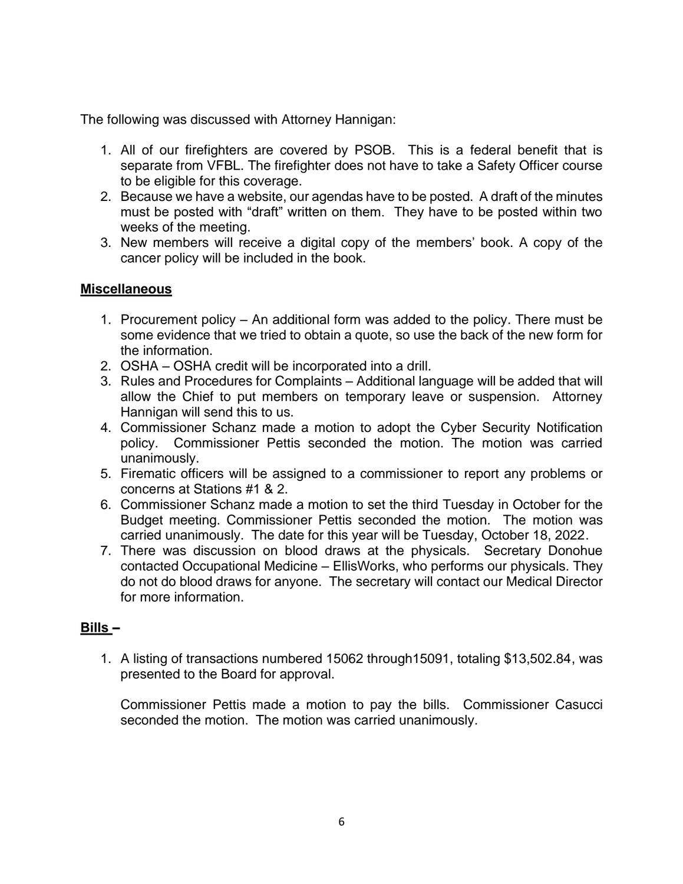The following was discussed with Attorney Hannigan:

1. All of our firefighters are covered by PSOB. This is a federal benefit that is separate from VFBL. The firefighter does not have to take a Safety Officer course to be eligible for this coverage.
2. Because we have a website, our agendas have to be posted. A draft of the minutes must be posted with "draft" written on them. They have to be posted within two weeks of the meeting.
3. New members will receive a digital copy of the members' book. A copy of the cancer policy will be included in the book.

**Miscellaneous**

1. Procurement policy – An additional form was added to the policy. There must be some evidence that we tried to obtain a quote, so use the back of the new form for the information.
2. OSHA – OSHA credit will be incorporated into a drill.
3. Rules and Procedures for Complaints – Additional language will be added that will allow the Chief to put members on temporary leave or suspension. Attorney Hannigan will send this to us.
4. Commissioner Schanz made a motion to adopt the Cyber Security Notification policy. Commissioner Pettis seconded the motion. The motion was carried unanimously.
5. Firematic officers will be assigned to a commissioner to report any problems or concerns at Stations #1 & 2.
6. Commissioner Schanz made a motion to set the third Tuesday in October for the Budget meeting. Commissioner Pettis seconded the motion. The motion was carried unanimously. The date for this year will be Tuesday, October 18, 2022.
7. There was discussion on blood draws at the physicals. Secretary Donohue contacted Occupational Medicine – EllisWorks, who performs our physicals. They do not do blood draws for anyone. The secretary will contact our Medical Director for more information.

**Bills –**

1. A listing of transactions numbered 15062 through15091, totaling $13,502.84, was presented to the Board for approval.

   Commissioner Pettis made a motion to pay the bills. Commissioner Casucci seconded the motion. The motion was carried unanimously.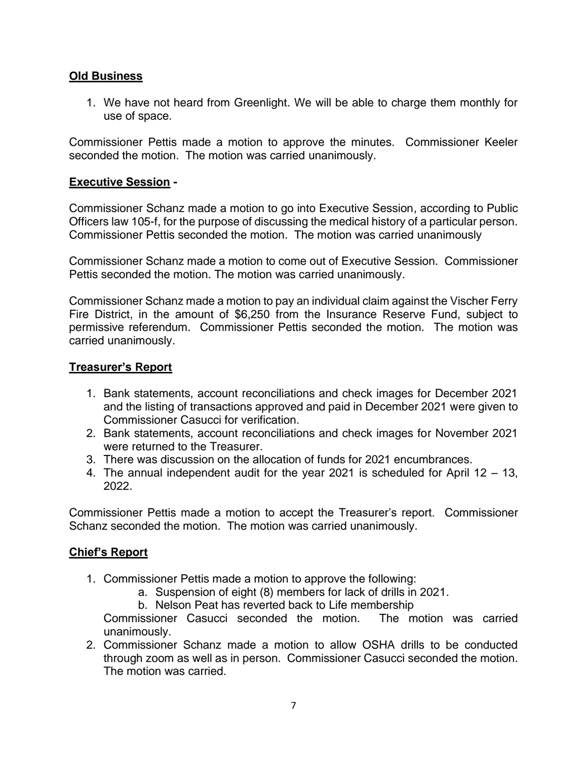**Old Business**

1. We have not heard from Greenlight. We will be able to charge them monthly for use of space.

Commissioner Pettis made a motion to approve the minutes. Commissioner Keeler seconded the motion. The motion was carried unanimously.

**Executive Session** -

Commissioner Schanz made a motion to go into Executive Session, according to Public Officers law 105-f, for the purpose of discussing the medical history of a particular person. Commissioner Pettis seconded the motion. The motion was carried unanimously

Commissioner Schanz made a motion to come out of Executive Session. Commissioner Pettis seconded the motion. The motion was carried unanimously.

Commissioner Schanz made a motion to pay an individual claim against the Vischer Ferry Fire District, in the amount of $6,250 from the Insurance Reserve Fund, subject to permissive referendum. Commissioner Pettis seconded the motion. The motion was carried unanimously.

**Treasurer's Report**

1. Bank statements, account reconciliations and check images for December 2021 and the listing of transactions approved and paid in December 2021 were given to Commissioner Casucci for verification.
2. Bank statements, account reconciliations and check images for November 2021 were returned to the Treasurer.
3. There was discussion on the allocation of funds for 2021 encumbrances.
4. The annual independent audit for the year 2021 is scheduled for April 12 – 13, 2022.

Commissioner Pettis made a motion to accept the Treasurer's report. Commissioner Schanz seconded the motion. The motion was carried unanimously.

**Chief's Report**

1. Commissioner Pettis made a motion to approve the following:
   a. Suspension of eight (8) members for lack of drills in 2021.
   b. Nelson Peat has reverted back to Life membership

   Commissioner Casucci seconded the motion. The motion was carried unanimously.
2. Commissioner Schanz made a motion to allow OSHA drills to be conducted through zoom as well as in person. Commissioner Casucci seconded the motion. The motion was carried.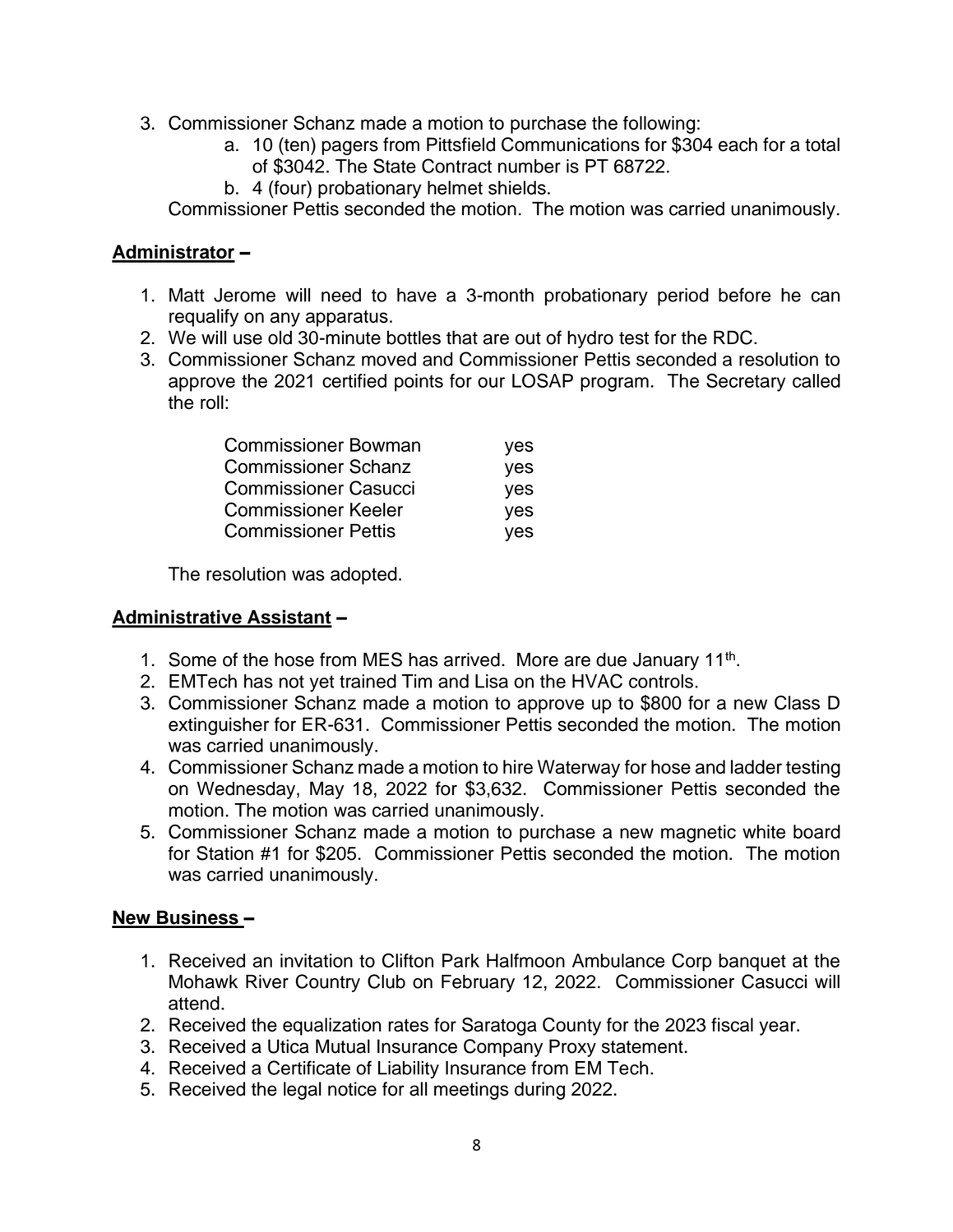3. Commissioner Schanz made a motion to purchase the following:
    a. 10 (ten) pagers from Pittsfield Communications for $304 each for a total of $3042. The State Contract number is PT 68722.
    b. 4 (four) probationary helmet shields.

   Commissioner Pettis seconded the motion. The motion was carried unanimously.

**Administrator –**

1. Matt Jerome will need to have a 3-month probationary period before he can requalify on any apparatus.
2. We will use old 30-minute bottles that are out of hydro test for the RDC.
3. Commissioner Schanz moved and Commissioner Pettis seconded a resolution to approve the 2021 certified points for our LOSAP program. The Secretary called the roll:

   | | |
   |---|---|
   | Commissioner Bowman | yes |
   | Commissioner Schanz | yes |
   | Commissioner Casucci | yes |
   | Commissioner Keeler | yes |
   | Commissioner Pettis | yes |

   The resolution was adopted.

**Administrative Assistant –**

1. Some of the hose from MES has arrived. More are due January 11th.
2. EMTech has not yet trained Tim and Lisa on the HVAC controls.
3. Commissioner Schanz made a motion to approve up to $800 for a new Class D extinguisher for ER-631. Commissioner Pettis seconded the motion. The motion was carried unanimously.
4. Commissioner Schanz made a motion to hire Waterway for hose and ladder testing on Wednesday, May 18, 2022 for $3,632. Commissioner Pettis seconded the motion. The motion was carried unanimously.
5. Commissioner Schanz made a motion to purchase a new magnetic white board for Station #1 for $205. Commissioner Pettis seconded the motion. The motion was carried unanimously.

**New Business –**

1. Received an invitation to Clifton Park Halfmoon Ambulance Corp banquet at the Mohawk River Country Club on February 12, 2022. Commissioner Casucci will attend.
2. Received the equalization rates for Saratoga County for the 2023 fiscal year.
3. Received a Utica Mutual Insurance Company Proxy statement.
4. Received a Certificate of Liability Insurance from EM Tech.
5. Received the legal notice for all meetings during 2022.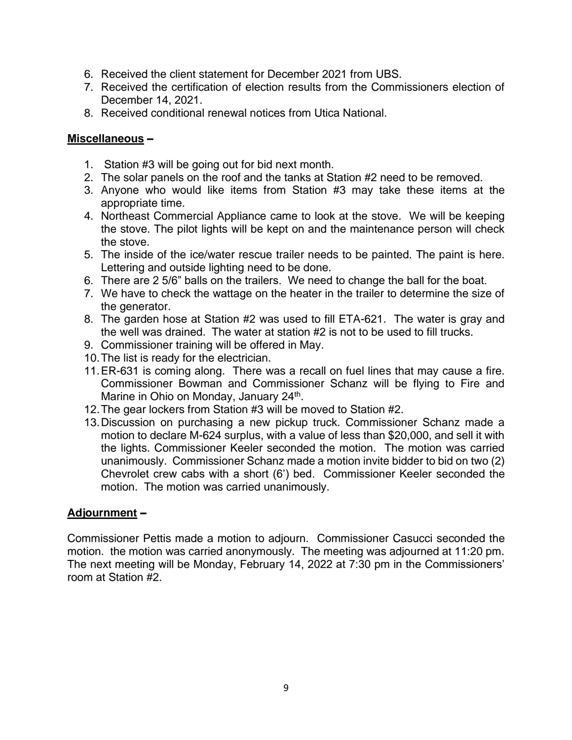6. Received the client statement for December 2021 from UBS.
7. Received the certification of election results from the Commissioners election of December 14, 2021.
8. Received conditional renewal notices from Utica National.

**Miscellaneous –**

1. Station #3 will be going out for bid next month.
2. The solar panels on the roof and the tanks at Station #2 need to be removed.
3. Anyone who would like items from Station #3 may take these items at the appropriate time.
4. Northeast Commercial Appliance came to look at the stove. We will be keeping the stove. The pilot lights will be kept on and the maintenance person will check the stove.
5. The inside of the ice/water rescue trailer needs to be painted. The paint is here. Lettering and outside lighting need to be done.
6. There are 2 5/6" balls on the trailers. We need to change the ball for the boat.
7. We have to check the wattage on the heater in the trailer to determine the size of the generator.
8. The garden hose at Station #2 was used to fill ETA-621. The water is gray and the well was drained. The water at station #2 is not to be used to fill trucks.
9. Commissioner training will be offered in May.
10. The list is ready for the electrician.
11. ER-631 is coming along. There was a recall on fuel lines that may cause a fire. Commissioner Bowman and Commissioner Schanz will be flying to Fire and Marine in Ohio on Monday, January 24th.
12. The gear lockers from Station #3 will be moved to Station #2.
13. Discussion on purchasing a new pickup truck. Commissioner Schanz made a motion to declare M-624 surplus, with a value of less than $20,000, and sell it with the lights. Commissioner Keeler seconded the motion. The motion was carried unanimously. Commissioner Schanz made a motion invite bidder to bid on two (2) Chevrolet crew cabs with a short (6') bed. Commissioner Keeler seconded the motion. The motion was carried unanimously.

**Adjournment –**

Commissioner Pettis made a motion to adjourn. Commissioner Casucci seconded the motion. the motion was carried anonymously. The meeting was adjourned at 11:20 pm. The next meeting will be Monday, February 14, 2022 at 7:30 pm in the Commissioners' room at Station #2.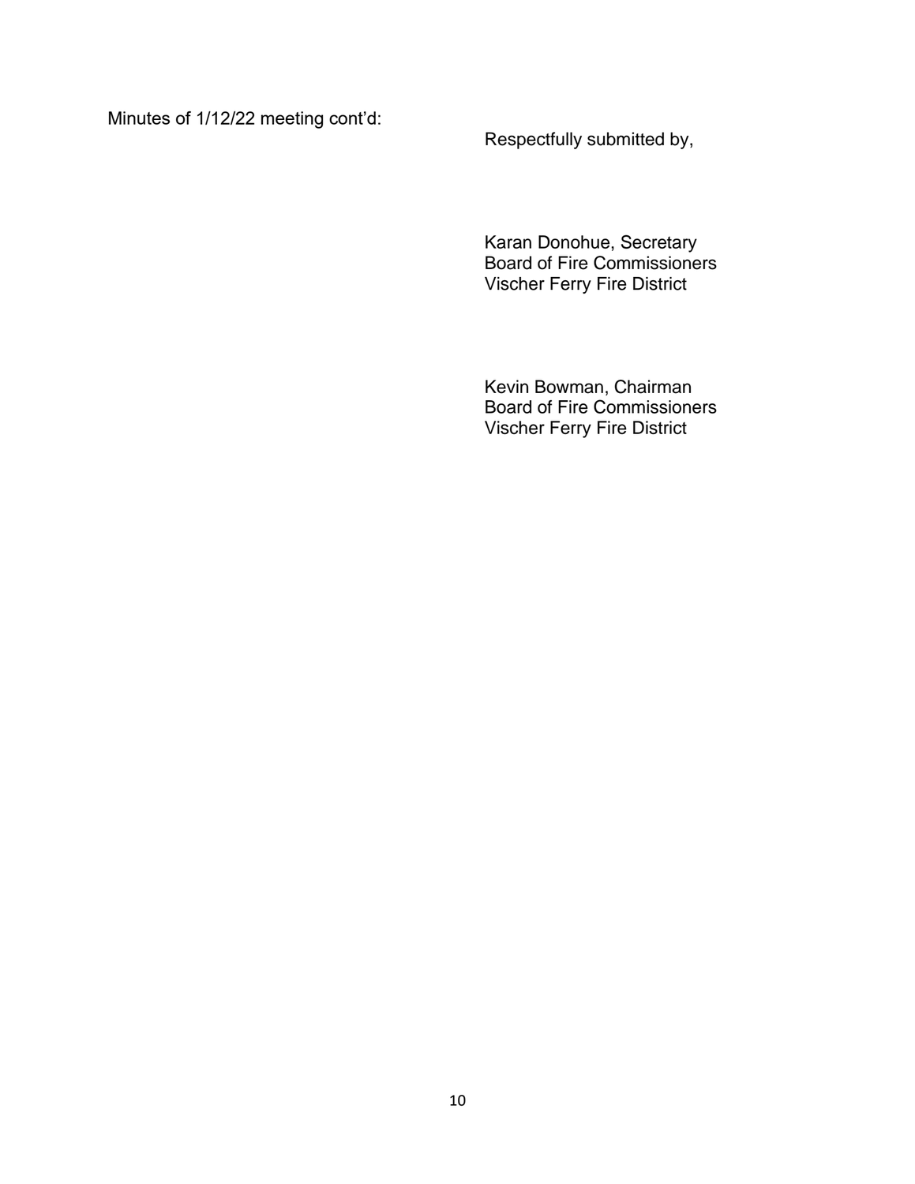Minutes of 1/12/22 meeting cont'd:

Respectfully submitted by,

Karan Donohue, Secretary
Board of Fire Commissioners
Vischer Ferry Fire District

Kevin Bowman, Chairman
Board of Fire Commissioners
Vischer Ferry Fire District